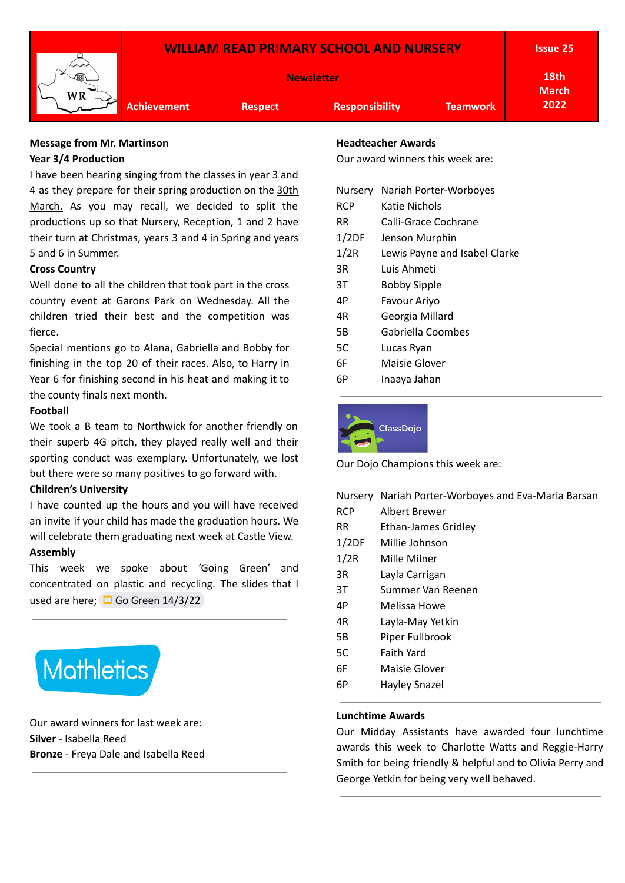# WILLIAM READ PRIMARY SCHOOL AND NURSERY

**Newsletter**

**Issue 25** | **18th March 2022**

**Achievement** | **Respect** | **Responsibility** | **Teamwork**

## Message from Mr. Martinson

### Year 3/4 Production

I have been hearing singing from the classes in year 3 and 4 as they prepare for their spring production on the 30th March. As you may recall, we decided to split the productions up so that Nursery, Reception, 1 and 2 have their turn at Christmas, years 3 and 4 in Spring and years 5 and 6 in Summer.

### Cross Country

Well done to all the children that took part in the cross country event at Garons Park on Wednesday. All the children tried their best and the competition was fierce.

Special mentions go to Alana, Gabriella and Bobby for finishing in the top 20 of their races. Also, to Harry in Year 6 for finishing second in his heat and making it to the county finals next month.

### Football

We took a B team to Northwick for another friendly on their superb 4G pitch, they played really well and their sporting conduct was exemplary. Unfortunately, we lost but there were so many positives to go forward with.

### Children's University

I have counted up the hours and you will have received an invite if your child has made the graduation hours. We will celebrate them graduating next week at Castle View.

### Assembly

This week we spoke about 'Going Green' and concentrated on plastic and recycling. The slides that I used are here; Go Green 14/3/22

---

## Mathletics

Our award winners for last week are:

**Silver** - Isabella Reed
**Bronze** - Freya Dale and Isabella Reed

---

## Headteacher Awards

Our award winners this week are:

| | |
|---|---|
| Nursery | Nariah Porter-Worboyes |
| RCP | Katie Nichols |
| RR | Calli-Grace Cochrane |
| 1/2DF | Jenson Murphin |
| 1/2R | Lewis Payne and Isabel Clarke |
| 3R | Luis Ahmeti |
| 3T | Bobby Sipple |
| 4P | Favour Ariyo |
| 4R | Georgia Millard |
| 5B | Gabriella Coombes |
| 5C | Lucas Ryan |
| 6F | Maisie Glover |
| 6P | Inaaya Jahan |

---

## ClassDojo

Our Dojo Champions this week are:

| | |
|---|---|
| Nursery | Nariah Porter-Worboyes and Eva-Maria Barsan |
| RCP | Albert Brewer |
| RR | Ethan-James Gridley |
| 1/2DF | Millie Johnson |
| 1/2R | Mille Milner |
| 3R | Layla Carrigan |
| 3T | Summer Van Reenen |
| 4P | Melissa Howe |
| 4R | Layla-May Yetkin |
| 5B | Piper Fullbrook |
| 5C | Faith Yard |
| 6F | Maisie Glover |
| 6P | Hayley Snazel |

---

## Lunchtime Awards

Our Midday Assistants have awarded four lunchtime awards this week to Charlotte Watts and Reggie-Harry Smith for being friendly & helpful and to Olivia Perry and George Yetkin for being very well behaved.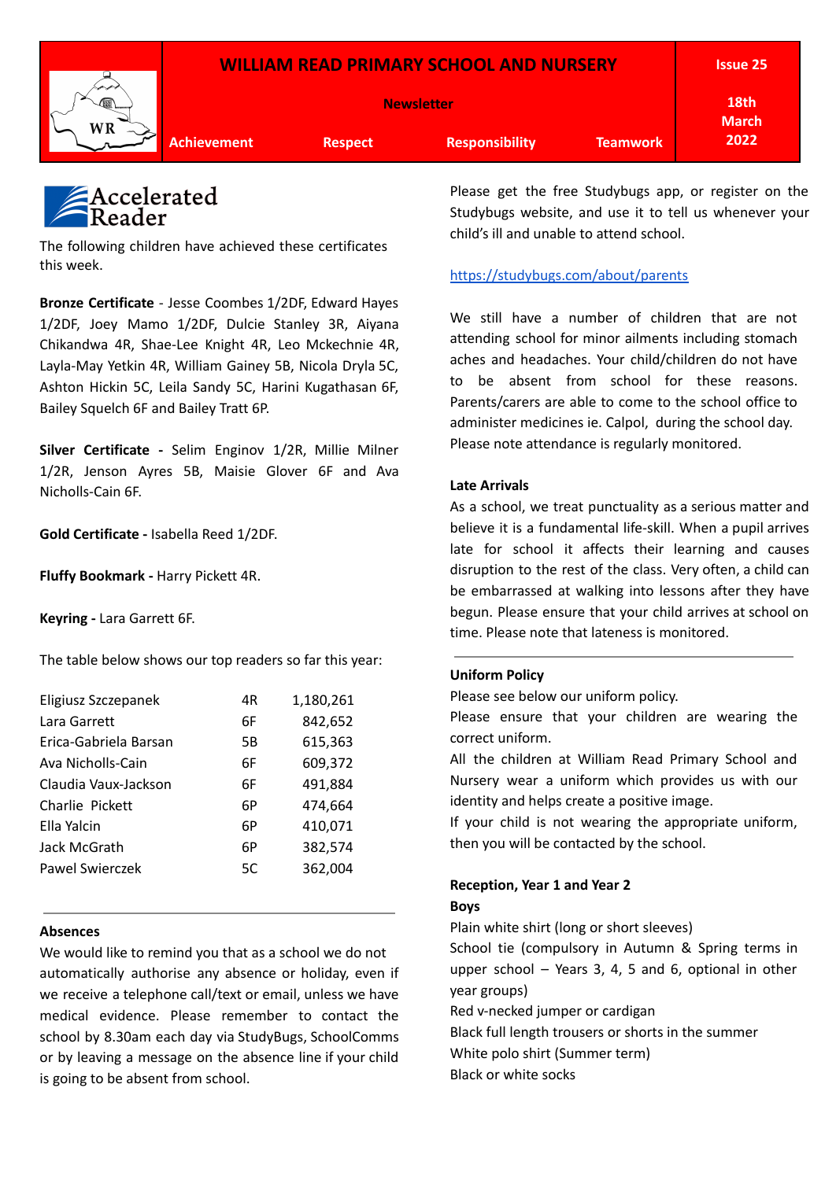# WILLIAM READ PRIMARY SCHOOL AND NURSERY

**Newsletter**

**Issue 25** — **18th March 2022**

**Achievement** | **Respect** | **Responsibility** | **Teamwork**

## Accelerated Reader

The following children have achieved these certificates this week.

**Bronze Certificate** - Jesse Coombes 1/2DF, Edward Hayes 1/2DF, Joey Mamo 1/2DF, Dulcie Stanley 3R, Aiyana Chikandwa 4R, Shae-Lee Knight 4R, Leo Mckechnie 4R, Layla-May Yetkin 4R, William Gainey 5B, Nicola Dryla 5C, Ashton Hickin 5C, Leila Sandy 5C, Harini Kugathasan 6F, Bailey Squelch 6F and Bailey Tratt 6P.

**Silver Certificate -** Selim Enginov 1/2R, Millie Milner 1/2R, Jenson Ayres 5B, Maisie Glover 6F and Ava Nicholls-Cain 6F.

**Gold Certificate -** Isabella Reed 1/2DF.

**Fluffy Bookmark -** Harry Pickett 4R.

**Keyring -** Lara Garrett 6F.

The table below shows our top readers so far this year:

| Name | Class | Words |
|---|---|---|
| Eligiusz Szczepanek | 4R | 1,180,261 |
| Lara Garrett | 6F | 842,652 |
| Erica-Gabriela Barsan | 5B | 615,363 |
| Ava Nicholls-Cain | 6F | 609,372 |
| Claudia Vaux-Jackson | 6F | 491,884 |
| Charlie Pickett | 6P | 474,664 |
| Ella Yalcin | 6P | 410,071 |
| Jack McGrath | 6P | 382,574 |
| Pawel Swierczek | 5C | 362,004 |

### Absences

We would like to remind you that as a school we do not automatically authorise any absence or holiday, even if we receive a telephone call/text or email, unless we have medical evidence. Please remember to contact the school by 8.30am each day via StudyBugs, SchoolComms or by leaving a message on the absence line if your child is going to be absent from school.

Please get the free Studybugs app, or register on the Studybugs website, and use it to tell us whenever your child's ill and unable to attend school.

https://studybugs.com/about/parents

We still have a number of children that are not attending school for minor ailments including stomach aches and headaches. Your child/children do not have to be absent from school for these reasons. Parents/carers are able to come to the school office to administer medicines ie. Calpol, during the school day. Please note attendance is regularly monitored.

### Late Arrivals

As a school, we treat punctuality as a serious matter and believe it is a fundamental life-skill. When a pupil arrives late for school it affects their learning and causes disruption to the rest of the class. Very often, a child can be embarrassed at walking into lessons after they have begun. Please ensure that your child arrives at school on time. Please note that lateness is monitored.

### Uniform Policy

Please see below our uniform policy.

Please ensure that your children are wearing the correct uniform.

All the children at William Read Primary School and Nursery wear a uniform which provides us with our identity and helps create a positive image.

If your child is not wearing the appropriate uniform, then you will be contacted by the school.

**Reception, Year 1 and Year 2**

**Boys**

Plain white shirt (long or short sleeves)

School tie (compulsory in Autumn & Spring terms in upper school – Years 3, 4, 5 and 6, optional in other year groups)

Red v-necked jumper or cardigan

Black full length trousers or shorts in the summer

White polo shirt (Summer term)

Black or white socks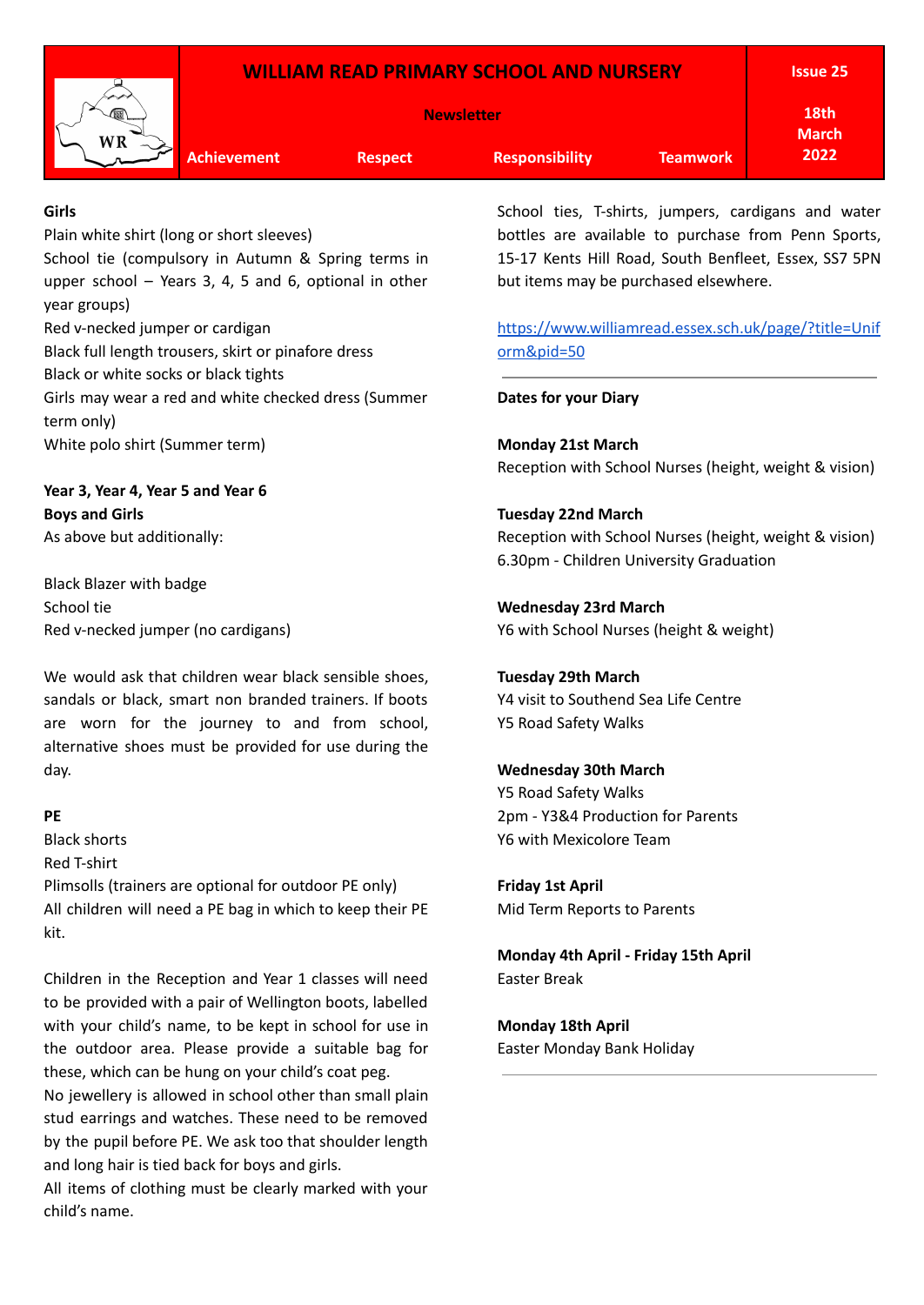**Girls**

Plain white shirt (long or short sleeves)
School tie (compulsory in Autumn & Spring terms in upper school – Years 3, 4, 5 and 6, optional in other year groups)
Red v-necked jumper or cardigan
Black full length trousers, skirt or pinafore dress
Black or white socks or black tights
Girls may wear a red and white checked dress (Summer term only)
White polo shirt (Summer term)

**Year 3, Year 4, Year 5 and Year 6**
**Boys and Girls**
As above but additionally:

Black Blazer with badge
School tie
Red v-necked jumper (no cardigans)

We would ask that children wear black sensible shoes, sandals or black, smart non branded trainers. If boots are worn for the journey to and from school, alternative shoes must be provided for use during the day.

**PE**

Black shorts
Red T-shirt
Plimsolls (trainers are optional for outdoor PE only)
All children will need a PE bag in which to keep their PE kit.

Children in the Reception and Year 1 classes will need to be provided with a pair of Wellington boots, labelled with your child's name, to be kept in school for use in the outdoor area. Please provide a suitable bag for these, which can be hung on your child's coat peg.
No jewellery is allowed in school other than small plain stud earrings and watches. These need to be removed by the pupil before PE. We ask too that shoulder length and long hair is tied back for boys and girls.
All items of clothing must be clearly marked with your child's name.

School ties, T-shirts, jumpers, cardigans and water bottles are available to purchase from Penn Sports, 15-17 Kents Hill Road, South Benfleet, Essex, SS7 5PN but items may be purchased elsewhere.

https://www.williamread.essex.sch.uk/page/?title=Uniform&pid=50

---

**Dates for your Diary**

**Monday 21st March**
Reception with School Nurses (height, weight & vision)

**Tuesday 22nd March**
Reception with School Nurses (height, weight & vision)
6.30pm - Children University Graduation

**Wednesday 23rd March**
Y6 with School Nurses (height & weight)

**Tuesday 29th March**
Y4 visit to Southend Sea Life Centre
Y5 Road Safety Walks

**Wednesday 30th March**
Y5 Road Safety Walks
2pm - Y3&4 Production for Parents
Y6 with Mexicolore Team

**Friday 1st April**
Mid Term Reports to Parents

**Monday 4th April - Friday 15th April**
Easter Break

**Monday 18th April**
Easter Monday Bank Holiday

---